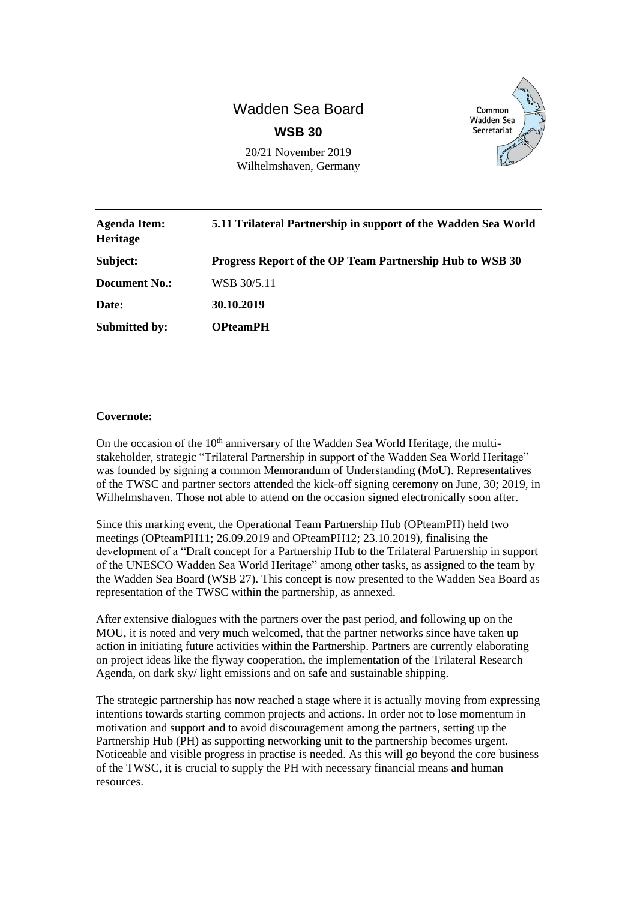# Wadden Sea Board

## WSB 30

20/21 November 2019
Wilhelmshaven, Germany

Common Wadden Sea Secretariat

| | |
|---|---|
| **Agenda Item:** | **5.11 Trilateral Partnership in support of the Wadden Sea World Heritage** |
| **Subject:** | **Progress Report of the OP Team Partnership Hub to WSB 30** |
| **Document No.:** | WSB 30/5.11 |
| **Date:** | **30.10.2019** |
| **Submitted by:** | **OPteamPH** |

**Covernote:**

On the occasion of the 10th anniversary of the Wadden Sea World Heritage, the multi-stakeholder, strategic "Trilateral Partnership in support of the Wadden Sea World Heritage" was founded by signing a common Memorandum of Understanding (MoU). Representatives of the TWSC and partner sectors attended the kick-off signing ceremony on June, 30; 2019, in Wilhelmshaven. Those not able to attend on the occasion signed electronically soon after.

Since this marking event, the Operational Team Partnership Hub (OPteamPH) held two meetings (OPteamPH11; 26.09.2019 and OPteamPH12; 23.10.2019), finalising the development of a "Draft concept for a Partnership Hub to the Trilateral Partnership in support of the UNESCO Wadden Sea World Heritage" among other tasks, as assigned to the team by the Wadden Sea Board (WSB 27). This concept is now presented to the Wadden Sea Board as representation of the TWSC within the partnership, as annexed.

After extensive dialogues with the partners over the past period, and following up on the MOU, it is noted and very much welcomed, that the partner networks since have taken up action in initiating future activities within the Partnership. Partners are currently elaborating on project ideas like the flyway cooperation, the implementation of the Trilateral Research Agenda, on dark sky/ light emissions and on safe and sustainable shipping.

The strategic partnership has now reached a stage where it is actually moving from expressing intentions towards starting common projects and actions. In order not to lose momentum in motivation and support and to avoid discouragement among the partners, setting up the Partnership Hub (PH) as supporting networking unit to the partnership becomes urgent. Noticeable and visible progress in practise is needed. As this will go beyond the core business of the TWSC, it is crucial to supply the PH with necessary financial means and human resources.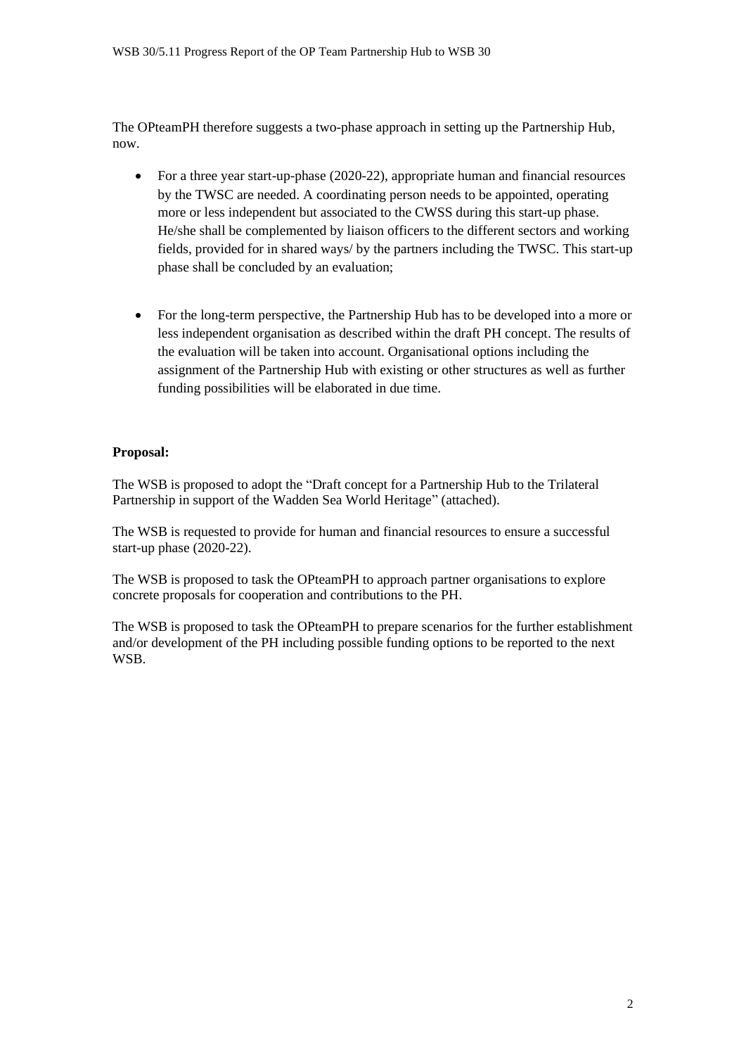The OPteamPH therefore suggests a two-phase approach in setting up the Partnership Hub, now.

- For a three year start-up-phase (2020-22), appropriate human and financial resources by the TWSC are needed. A coordinating person needs to be appointed, operating more or less independent but associated to the CWSS during this start-up phase. He/she shall be complemented by liaison officers to the different sectors and working fields, provided for in shared ways/ by the partners including the TWSC. This start-up phase shall be concluded by an evaluation;

- For the long-term perspective, the Partnership Hub has to be developed into a more or less independent organisation as described within the draft PH concept. The results of the evaluation will be taken into account. Organisational options including the assignment of the Partnership Hub with existing or other structures as well as further funding possibilities will be elaborated in due time.

**Proposal:**

The WSB is proposed to adopt the "Draft concept for a Partnership Hub to the Trilateral Partnership in support of the Wadden Sea World Heritage" (attached).

The WSB is requested to provide for human and financial resources to ensure a successful start-up phase (2020-22).

The WSB is proposed to task the OPteamPH to approach partner organisations to explore concrete proposals for cooperation and contributions to the PH.

The WSB is proposed to task the OPteamPH to prepare scenarios for the further establishment and/or development of the PH including possible funding options to be reported to the next WSB.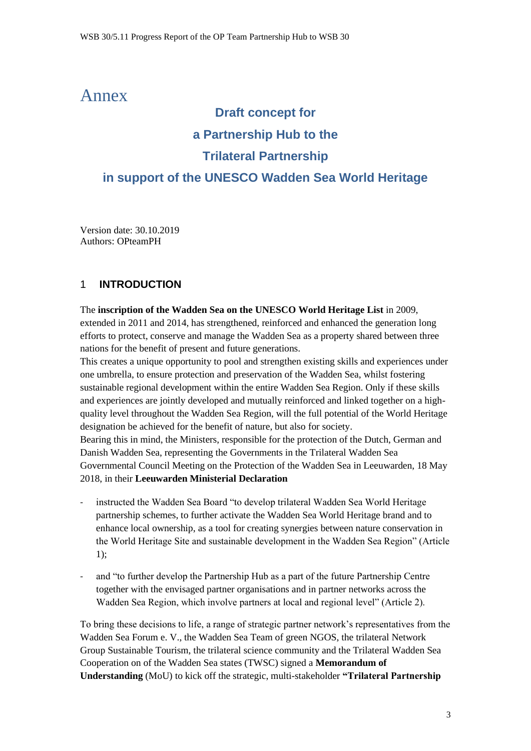# Annex

## Draft concept for a Partnership Hub to the Trilateral Partnership in support of the UNESCO Wadden Sea World Heritage

Version date: 30.10.2019
Authors: OPteamPH

## 1 INTRODUCTION

The **inscription of the Wadden Sea on the UNESCO World Heritage List** in 2009, extended in 2011 and 2014, has strengthened, reinforced and enhanced the generation long efforts to protect, conserve and manage the Wadden Sea as a property shared between three nations for the benefit of present and future generations.

This creates a unique opportunity to pool and strengthen existing skills and experiences under one umbrella, to ensure protection and preservation of the Wadden Sea, whilst fostering sustainable regional development within the entire Wadden Sea Region. Only if these skills and experiences are jointly developed and mutually reinforced and linked together on a high-quality level throughout the Wadden Sea Region, will the full potential of the World Heritage designation be achieved for the benefit of nature, but also for society.

Bearing this in mind, the Ministers, responsible for the protection of the Dutch, German and Danish Wadden Sea, representing the Governments in the Trilateral Wadden Sea Governmental Council Meeting on the Protection of the Wadden Sea in Leeuwarden, 18 May 2018, in their **Leeuwarden Ministerial Declaration**

- instructed the Wadden Sea Board "to develop trilateral Wadden Sea World Heritage partnership schemes, to further activate the Wadden Sea World Heritage brand and to enhance local ownership, as a tool for creating synergies between nature conservation in the World Heritage Site and sustainable development in the Wadden Sea Region" (Article 1);
- and "to further develop the Partnership Hub as a part of the future Partnership Centre together with the envisaged partner organisations and in partner networks across the Wadden Sea Region, which involve partners at local and regional level" (Article 2).

To bring these decisions to life, a range of strategic partner network's representatives from the Wadden Sea Forum e. V., the Wadden Sea Team of green NGOS, the trilateral Network Group Sustainable Tourism, the trilateral science community and the Trilateral Wadden Sea Cooperation on of the Wadden Sea states (TWSC) signed a **Memorandum of Understanding** (MoU) to kick off the strategic, multi-stakeholder **"Trilateral Partnership**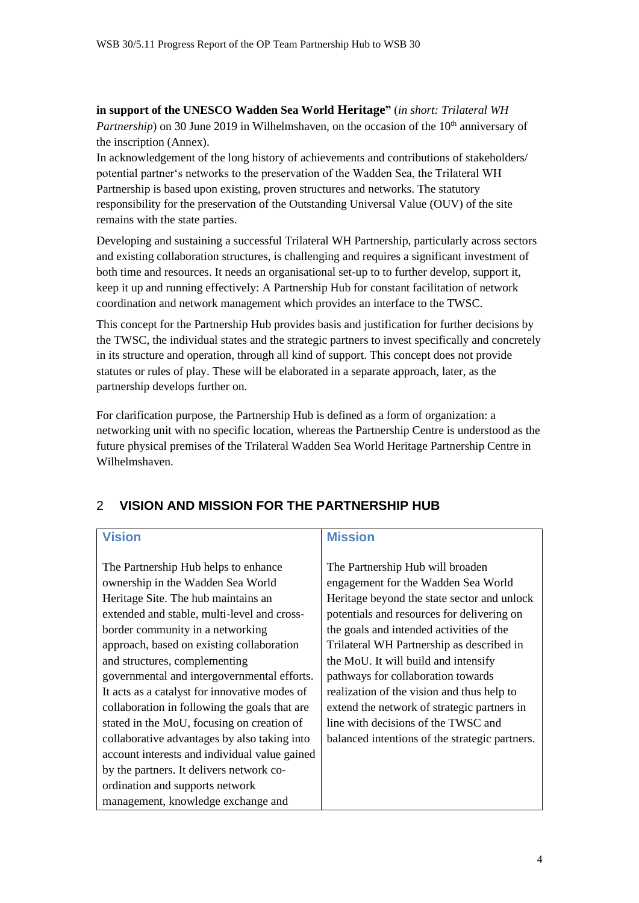**in support of the UNESCO Wadden Sea World Heritage"** (*in short: Trilateral WH Partnership*) on 30 June 2019 in Wilhelmshaven, on the occasion of the 10th anniversary of the inscription (Annex).

In acknowledgement of the long history of achievements and contributions of stakeholders/ potential partner's networks to the preservation of the Wadden Sea, the Trilateral WH Partnership is based upon existing, proven structures and networks. The statutory responsibility for the preservation of the Outstanding Universal Value (OUV) of the site remains with the state parties.

Developing and sustaining a successful Trilateral WH Partnership, particularly across sectors and existing collaboration structures, is challenging and requires a significant investment of both time and resources. It needs an organisational set-up to to further develop, support it, keep it up and running effectively: A Partnership Hub for constant facilitation of network coordination and network management which provides an interface to the TWSC.

This concept for the Partnership Hub provides basis and justification for further decisions by the TWSC, the individual states and the strategic partners to invest specifically and concretely in its structure and operation, through all kind of support. This concept does not provide statutes or rules of play. These will be elaborated in a separate approach, later, as the partnership develops further on.

For clarification purpose, the Partnership Hub is defined as a form of organization: a networking unit with no specific location, whereas the Partnership Centre is understood as the future physical premises of the Trilateral Wadden Sea World Heritage Partnership Centre in Wilhelmshaven.

## 2 VISION AND MISSION FOR THE PARTNERSHIP HUB

| Vision | Mission |
| --- | --- |
| The Partnership Hub helps to enhance ownership in the Wadden Sea World Heritage Site. The hub maintains an extended and stable, multi-level and cross-border community in a networking approach, based on existing collaboration and structures, complementing governmental and intergovernmental efforts. It acts as a catalyst for innovative modes of collaboration in following the goals that are stated in the MoU, focusing on creation of collaborative advantages by also taking into account interests and individual value gained by the partners. It delivers network co-ordination and supports network management, knowledge exchange and | The Partnership Hub will broaden engagement for the Wadden Sea World Heritage beyond the state sector and unlock potentials and resources for delivering on the goals and intended activities of the Trilateral WH Partnership as described in the MoU. It will build and intensify pathways for collaboration towards realization of the vision and thus help to extend the network of strategic partners in line with decisions of the TWSC and balanced intentions of the strategic partners. |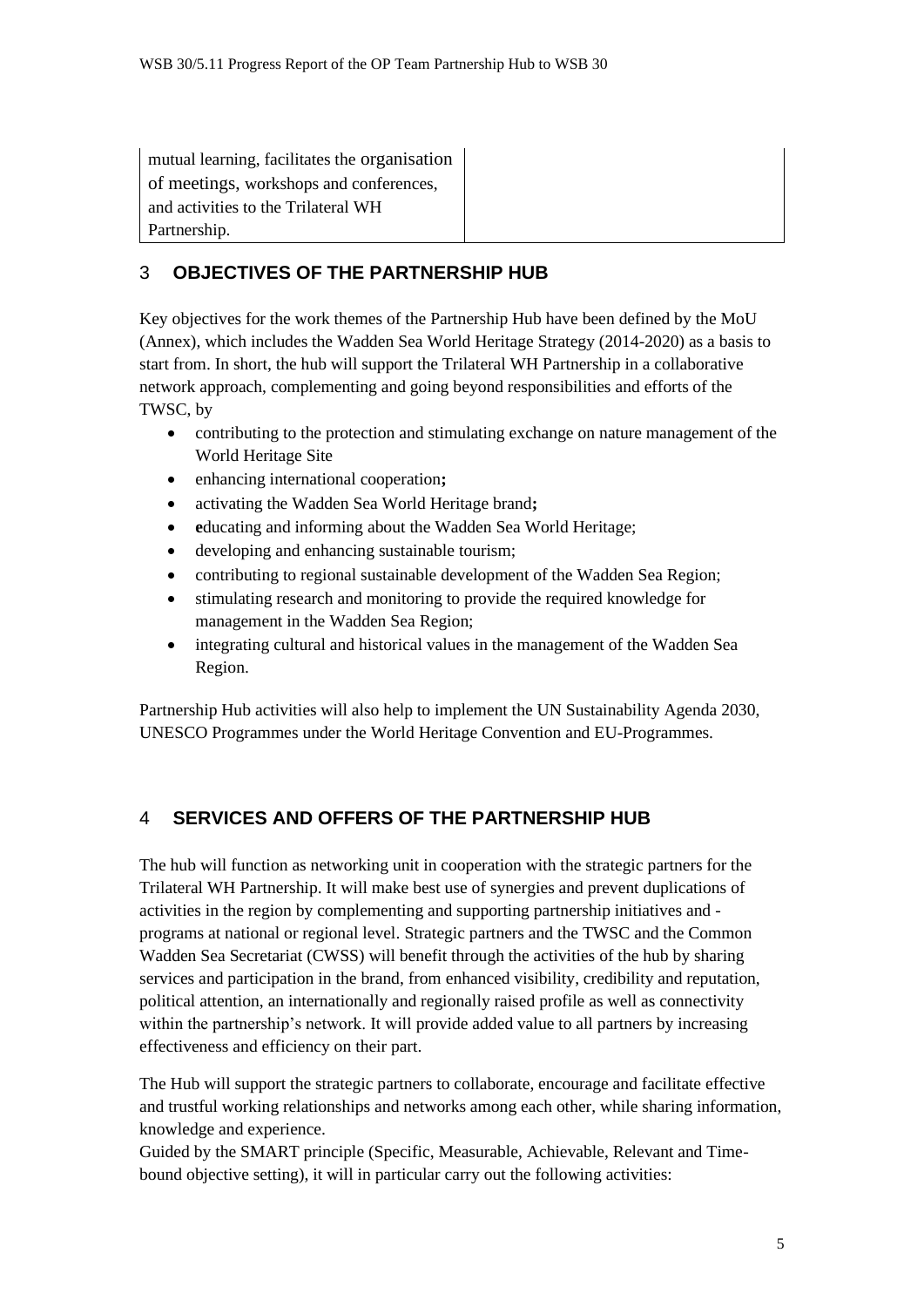| mutual learning, facilitates the organisation of meetings, workshops and conferences, and activities to the Trilateral WH Partnership. | |
|---|---|

## 3 OBJECTIVES OF THE PARTNERSHIP HUB

Key objectives for the work themes of the Partnership Hub have been defined by the MoU (Annex), which includes the Wadden Sea World Heritage Strategy (2014-2020) as a basis to start from. In short, the hub will support the Trilateral WH Partnership in a collaborative network approach, complementing and going beyond responsibilities and efforts of the TWSC, by

- contributing to the protection and stimulating exchange on nature management of the World Heritage Site
- enhancing international cooperation**;**
- activating the Wadden Sea World Heritage brand**;**
- **e**ducating and informing about the Wadden Sea World Heritage;
- developing and enhancing sustainable tourism;
- contributing to regional sustainable development of the Wadden Sea Region;
- stimulating research and monitoring to provide the required knowledge for management in the Wadden Sea Region;
- integrating cultural and historical values in the management of the Wadden Sea Region.

Partnership Hub activities will also help to implement the UN Sustainability Agenda 2030, UNESCO Programmes under the World Heritage Convention and EU-Programmes.

## 4 SERVICES AND OFFERS OF THE PARTNERSHIP HUB

The hub will function as networking unit in cooperation with the strategic partners for the Trilateral WH Partnership. It will make best use of synergies and prevent duplications of activities in the region by complementing and supporting partnership initiatives and -programs at national or regional level. Strategic partners and the TWSC and the Common Wadden Sea Secretariat (CWSS) will benefit through the activities of the hub by sharing services and participation in the brand, from enhanced visibility, credibility and reputation, political attention, an internationally and regionally raised profile as well as connectivity within the partnership's network. It will provide added value to all partners by increasing effectiveness and efficiency on their part.

The Hub will support the strategic partners to collaborate, encourage and facilitate effective and trustful working relationships and networks among each other, while sharing information, knowledge and experience.

Guided by the SMART principle (Specific, Measurable, Achievable, Relevant and Time-bound objective setting), it will in particular carry out the following activities: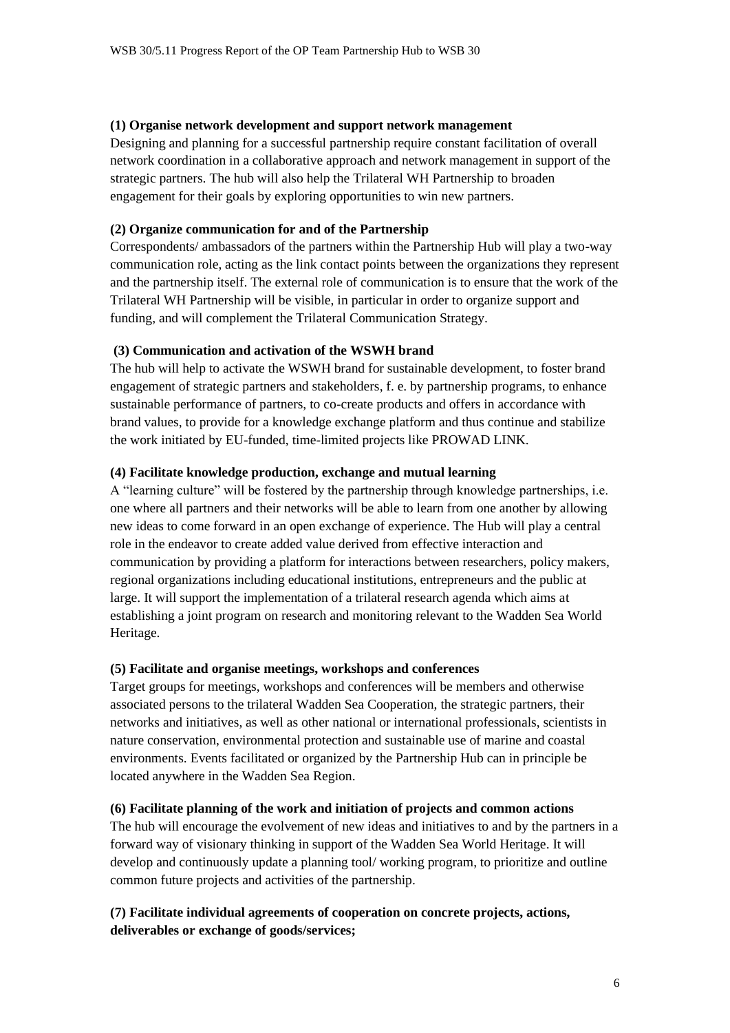**(1) Organise network development and support network management**

Designing and planning for a successful partnership require constant facilitation of overall network coordination in a collaborative approach and network management in support of the strategic partners. The hub will also help the Trilateral WH Partnership to broaden engagement for their goals by exploring opportunities to win new partners.

**(2) Organize communication for and of the Partnership**

Correspondents/ ambassadors of the partners within the Partnership Hub will play a two-way communication role, acting as the link contact points between the organizations they represent and the partnership itself. The external role of communication is to ensure that the work of the Trilateral WH Partnership will be visible, in particular in order to organize support and funding, and will complement the Trilateral Communication Strategy.

**(3) Communication and activation of the WSWH brand**

The hub will help to activate the WSWH brand for sustainable development, to foster brand engagement of strategic partners and stakeholders, f. e. by partnership programs, to enhance sustainable performance of partners, to co-create products and offers in accordance with brand values, to provide for a knowledge exchange platform and thus continue and stabilize the work initiated by EU-funded, time-limited projects like PROWAD LINK.

**(4) Facilitate knowledge production, exchange and mutual learning**

A "learning culture" will be fostered by the partnership through knowledge partnerships, i.e. one where all partners and their networks will be able to learn from one another by allowing new ideas to come forward in an open exchange of experience. The Hub will play a central role in the endeavor to create added value derived from effective interaction and communication by providing a platform for interactions between researchers, policy makers, regional organizations including educational institutions, entrepreneurs and the public at large. It will support the implementation of a trilateral research agenda which aims at establishing a joint program on research and monitoring relevant to the Wadden Sea World Heritage.

**(5) Facilitate and organise meetings, workshops and conferences**

Target groups for meetings, workshops and conferences will be members and otherwise associated persons to the trilateral Wadden Sea Cooperation, the strategic partners, their networks and initiatives, as well as other national or international professionals, scientists in nature conservation, environmental protection and sustainable use of marine and coastal environments. Events facilitated or organized by the Partnership Hub can in principle be located anywhere in the Wadden Sea Region.

**(6) Facilitate planning of the work and initiation of projects and common actions**

The hub will encourage the evolvement of new ideas and initiatives to and by the partners in a forward way of visionary thinking in support of the Wadden Sea World Heritage. It will develop and continuously update a planning tool/ working program, to prioritize and outline common future projects and activities of the partnership.

**(7) Facilitate individual agreements of cooperation on concrete projects, actions, deliverables or exchange of goods/services;**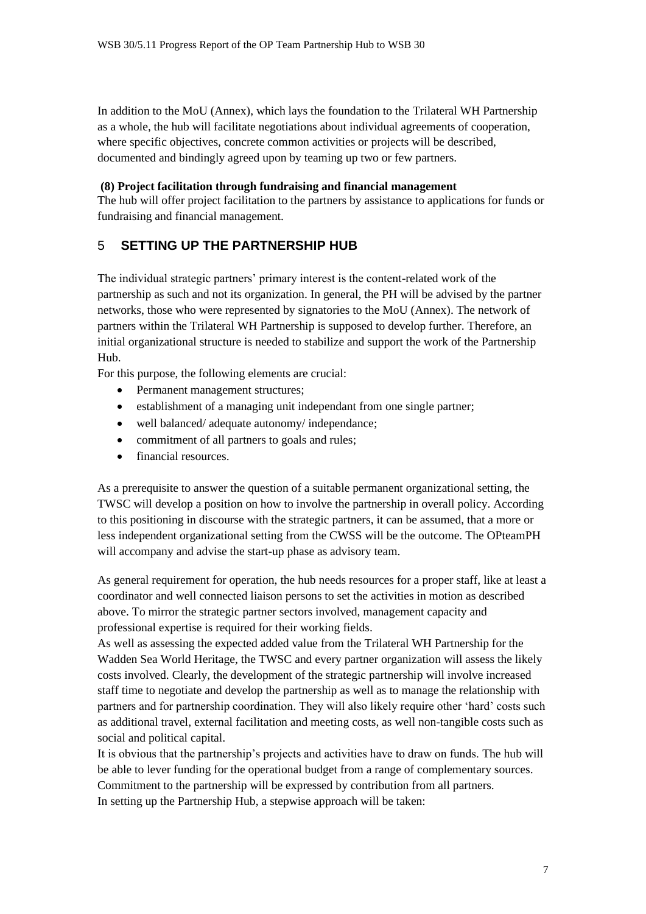In addition to the MoU (Annex), which lays the foundation to the Trilateral WH Partnership as a whole, the hub will facilitate negotiations about individual agreements of cooperation, where specific objectives, concrete common activities or projects will be described, documented and bindingly agreed upon by teaming up two or few partners.

**(8) Project facilitation through fundraising and financial management**

The hub will offer project facilitation to the partners by assistance to applications for funds or fundraising and financial management.

## 5 SETTING UP THE PARTNERSHIP HUB

The individual strategic partners' primary interest is the content-related work of the partnership as such and not its organization. In general, the PH will be advised by the partner networks, those who were represented by signatories to the MoU (Annex). The network of partners within the Trilateral WH Partnership is supposed to develop further. Therefore, an initial organizational structure is needed to stabilize and support the work of the Partnership Hub.

For this purpose, the following elements are crucial:

- Permanent management structures;
- establishment of a managing unit independant from one single partner;
- well balanced/ adequate autonomy/ independance;
- commitment of all partners to goals and rules;
- financial resources.

As a prerequisite to answer the question of a suitable permanent organizational setting, the TWSC will develop a position on how to involve the partnership in overall policy. According to this positioning in discourse with the strategic partners, it can be assumed, that a more or less independent organizational setting from the CWSS will be the outcome. The OPteamPH will accompany and advise the start-up phase as advisory team.

As general requirement for operation, the hub needs resources for a proper staff, like at least a coordinator and well connected liaison persons to set the activities in motion as described above. To mirror the strategic partner sectors involved, management capacity and professional expertise is required for their working fields.

As well as assessing the expected added value from the Trilateral WH Partnership for the Wadden Sea World Heritage, the TWSC and every partner organization will assess the likely costs involved. Clearly, the development of the strategic partnership will involve increased staff time to negotiate and develop the partnership as well as to manage the relationship with partners and for partnership coordination. They will also likely require other 'hard' costs such as additional travel, external facilitation and meeting costs, as well non-tangible costs such as social and political capital.

It is obvious that the partnership's projects and activities have to draw on funds. The hub will be able to lever funding for the operational budget from a range of complementary sources. Commitment to the partnership will be expressed by contribution from all partners.

In setting up the Partnership Hub, a stepwise approach will be taken: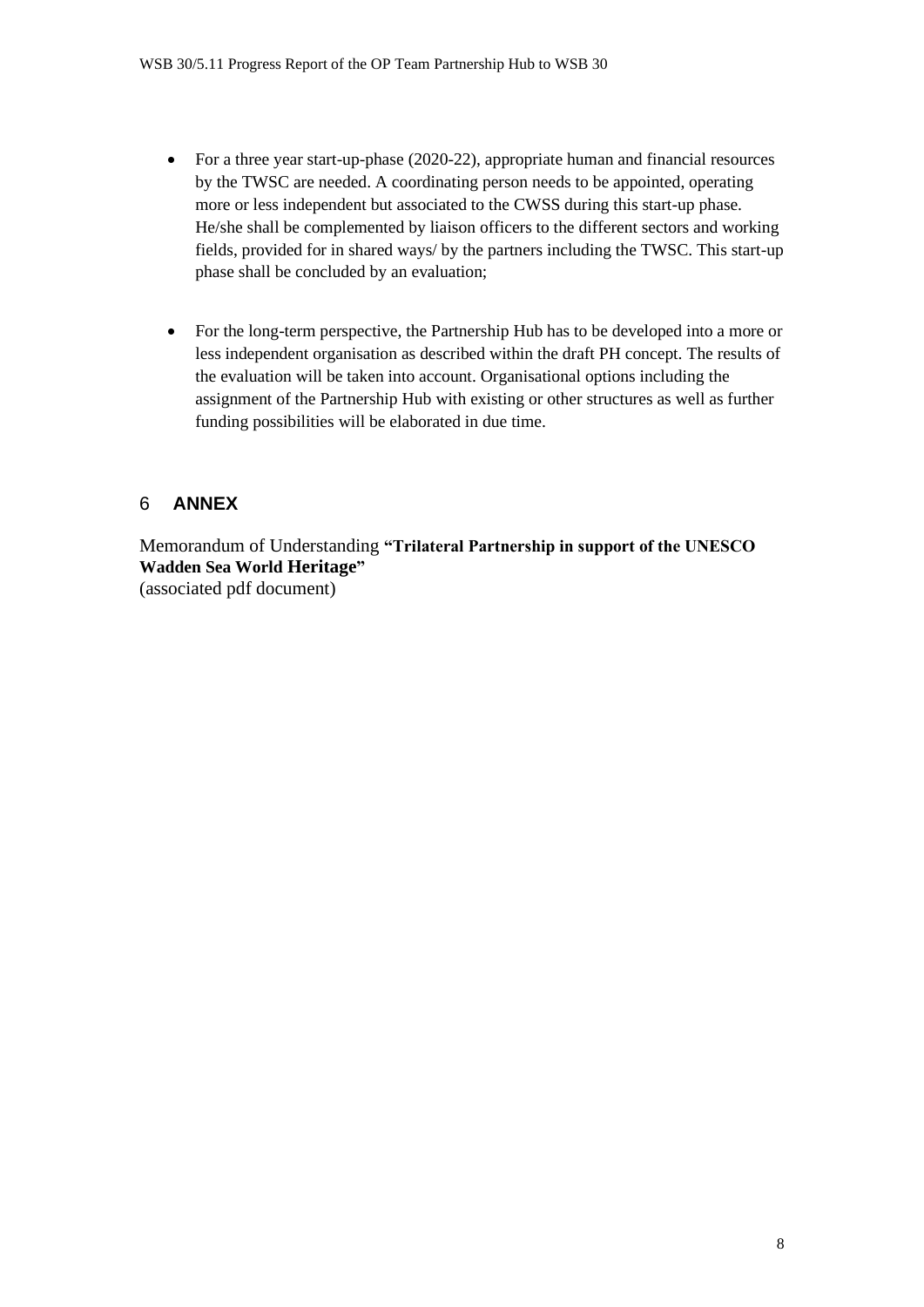- For a three year start-up-phase (2020-22), appropriate human and financial resources by the TWSC are needed. A coordinating person needs to be appointed, operating more or less independent but associated to the CWSS during this start-up phase. He/she shall be complemented by liaison officers to the different sectors and working fields, provided for in shared ways/ by the partners including the TWSC. This start-up phase shall be concluded by an evaluation;

- For the long-term perspective, the Partnership Hub has to be developed into a more or less independent organisation as described within the draft PH concept. The results of the evaluation will be taken into account. Organisational options including the assignment of the Partnership Hub with existing or other structures as well as further funding possibilities will be elaborated in due time.

## 6 ANNEX

Memorandum of Understanding **"Trilateral Partnership in support of the UNESCO Wadden Sea World Heritage"**
(associated pdf document)